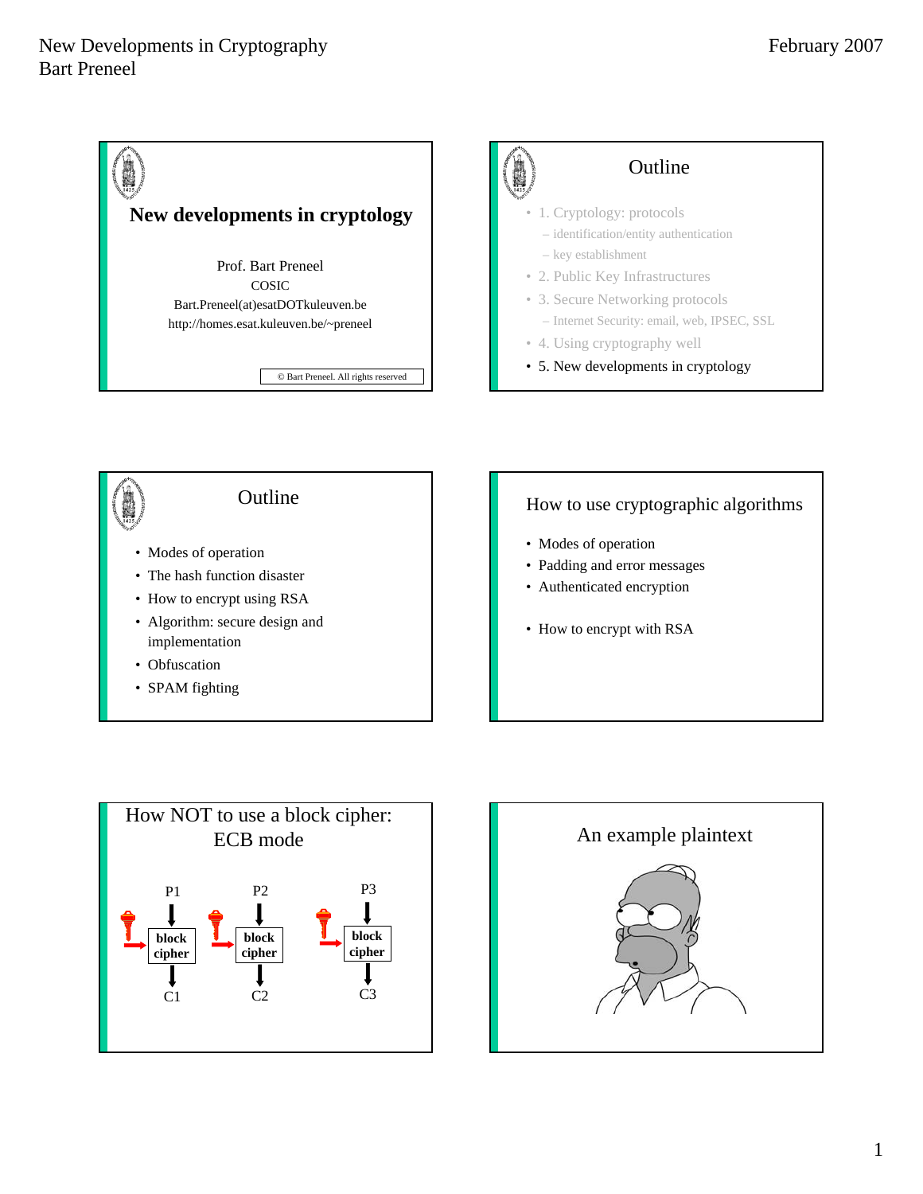## New developments in cryptology

Prof. Bart Preneel
COSIC
Bart.Preneel(at)esatDOTkuleuven.be
http://homes.esat.kuleuven.be/~preneel

© Bart Preneel. All rights reserved

## Outline

- 1. Cryptology: protocols
  - identification/entity authentication
  - key establishment
- 2. Public Key Infrastructures
- 3. Secure Networking protocols
  - Internet Security: email, web, IPSEC, SSL
- 4. Using cryptography well
- 5. New developments in cryptology

## Outline

- Modes of operation
- The hash function disaster
- How to encrypt using RSA
- Algorithm: secure design and implementation
- Obfuscation
- SPAM fighting

## How to use cryptographic algorithms

- Modes of operation
- Padding and error messages
- Authenticated encryption

- How to encrypt with RSA

## How NOT to use a block cipher: ECB mode

P1 → block cipher → C1

P2 → block cipher → C2

P3 → block cipher → C3

## An example plaintext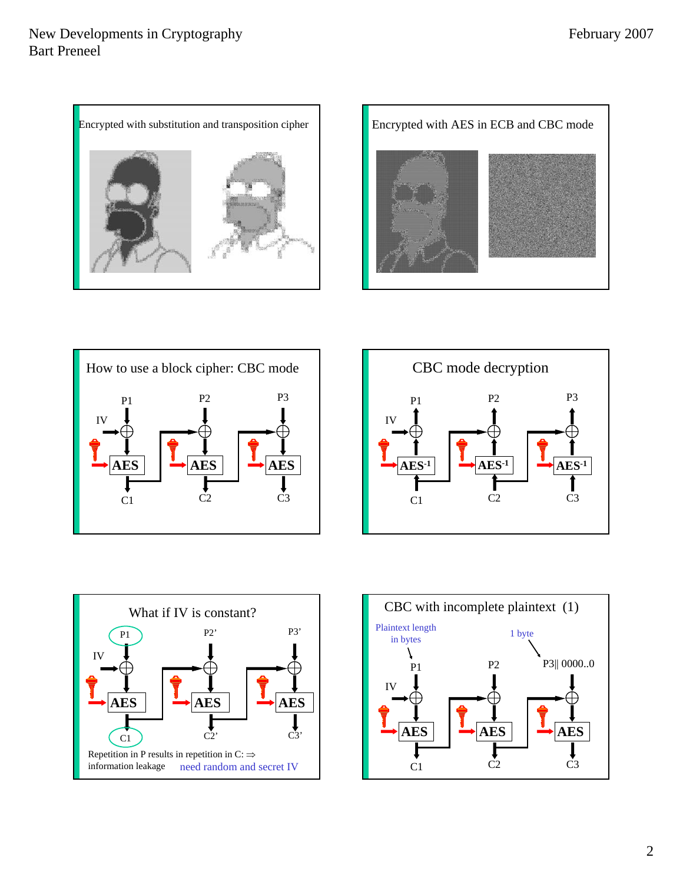## Encrypted with substitution and transposition cipher

## Encrypted with AES in ECB and CBC mode

## How to use a block cipher: CBC mode

P1, P2, P3

IV

AES, AES, AES

C1, C2, C3

## CBC mode decryption

P1, P2, P3

IV

$AES^{-1}$, $AES^{-1}$, $AES^{-1}$

C1, C2, C3

## What if IV is constant?

P1, P2', P3'

IV

AES, AES, AES

C1, C2', C3'

Repetition in P results in repetition in C: ⇒ information leakage  need random and secret IV

## CBC with incomplete plaintext (1)

Plaintext length in bytes

1 byte

P1, P2, P3|| 0000..0

IV

AES, AES, AES

C1, C2, C3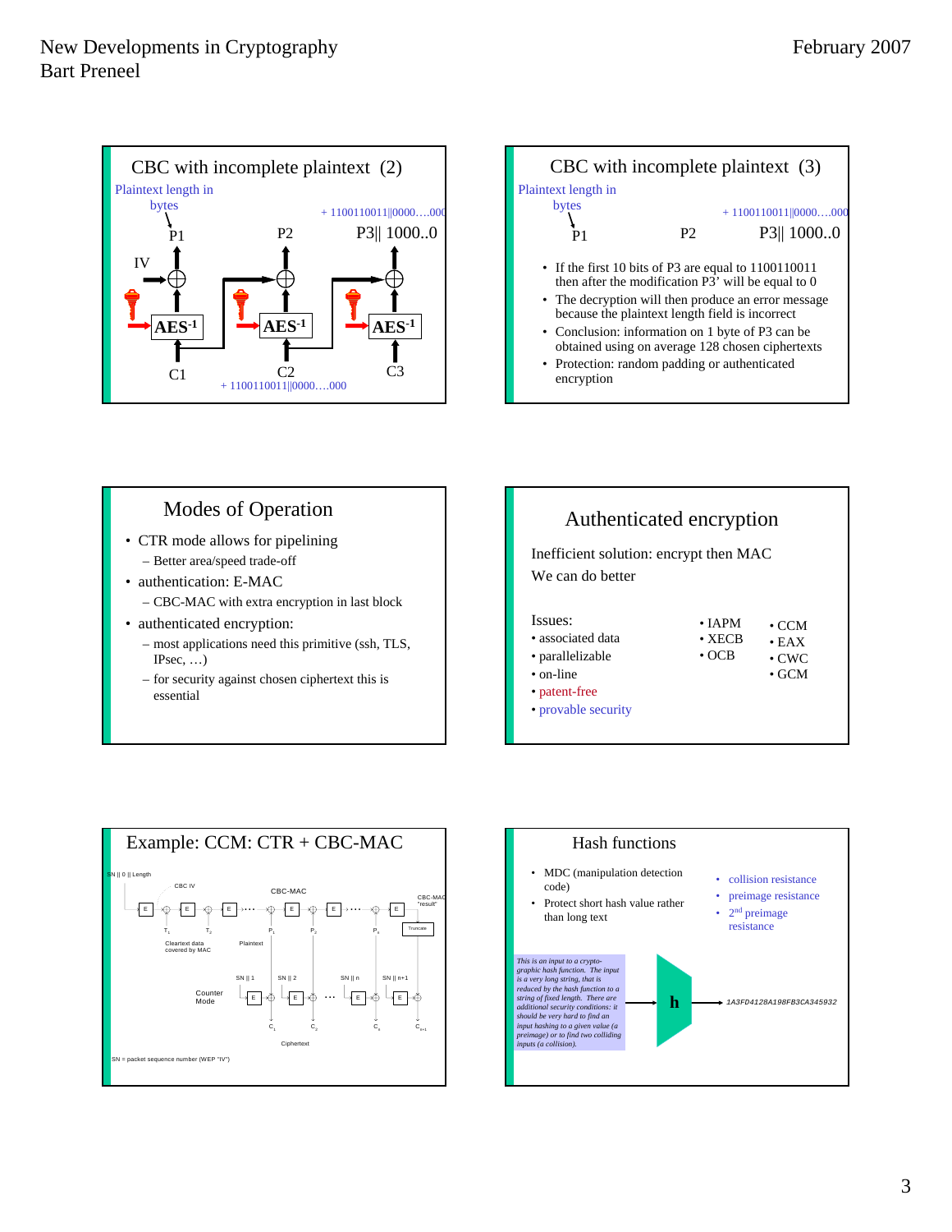## CBC with incomplete plaintext (2)

Plaintext length in bytes

+ 1100110011||0000….000

P1 P2 P3|| 1000..0

IV

AES$^{-1}$ AES$^{-1}$ AES$^{-1}$

C1 C2 C3

+ 1100110011||0000….000

## CBC with incomplete plaintext (3)

Plaintext length in bytes

+ 1100110011||0000….000

P1 P2 P3|| 1000..0

- If the first 10 bits of P3 are equal to 1100110011 then after the modification P3' will be equal to 0
- The decryption will then produce an error message because the plaintext length field is incorrect
- Conclusion: information on 1 byte of P3 can be obtained using on average 128 chosen ciphertexts
- Protection: random padding or authenticated encryption

## Modes of Operation

- CTR mode allows for pipelining
  - Better area/speed trade-off
- authentication: E-MAC
  - CBC-MAC with extra encryption in last block
- authenticated encryption:
  - most applications need this primitive (ssh, TLS, IPsec, …)
  - for security against chosen ciphertext this is essential

## Authenticated encryption

Inefficient solution: encrypt then MAC

We can do better

Issues:
- associated data
- parallelizable
- on-line
- patent-free
- provable security

- IAPM
- XECB
- OCB

- CCM
- EAX
- CWC
- GCM

## Example: CCM: CTR + CBC-MAC

SN || 0 || Length

CBC IV

CBC-MAC

CBC-MAC "result"

E E E … E E … E

$T_1$ $T_2$ $P_1$ $P_2$ $P_n$

Truncate

Cleartext data covered by MAC

Plaintext

SN || 1 SN || 2 SN || n SN || n+1

Counter Mode

E E … E E

$C_1$ $C_2$ $C_n$ $C_{n+1}$

Ciphertext

SN = packet sequence number (WEP "IV")

## Hash functions

- MDC (manipulation detection code)
- Protect short hash value rather than long text

- collision resistance
- preimage resistance
- 2nd preimage resistance

*This is an input to a crypto-graphic hash function. The input is a very long string, that is reduced by the hash function to a string of fixed length. There are additional security conditions: it should be very hard to find an input hashing to a given value (a preimage) or to find two colliding inputs (a collision).*

h

*1A3FD4128A198FB3CA345932*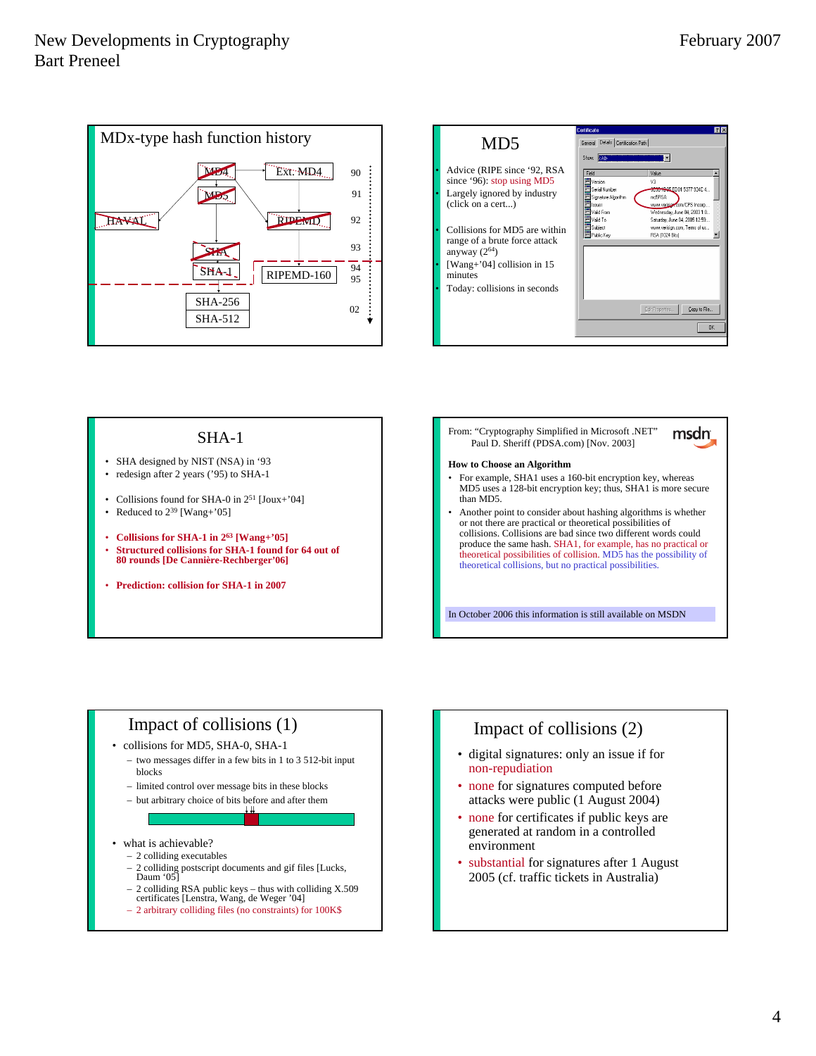## MDx-type hash function history

MD4 — Ext. MD4 (90)
MD5 (91)
HAVAL — RIPEMD (92)
SHA (93)
SHA-1 — RIPEMD-160 (94, 95)
SHA-256, SHA-512 (02)

## MD5

- Advice (RIPE since '92, RSA since '96): stop using MD5
- Largely ignored by industry (click on a cert...)
- Collisions for MD5 are within range of a brute force attack anyway ($2^{64}$)
- [Wang+'04] collision in 15 minutes
- Today: collisions in seconds

## SHA-1

- SHA designed by NIST (NSA) in '93
- redesign after 2 years ('95) to SHA-1
- Collisions found for SHA-0 in $2^{51}$ [Joux+'04]
- Reduced to $2^{39}$ [Wang+'05]
- **Collisions for SHA-1 in $2^{63}$ [Wang+'05]**
- **Structured collisions for SHA-1 found for 64 out of 80 rounds [De Cannière-Rechberger'06]**
- **Prediction: collision for SHA-1 in 2007**

From: "Cryptography Simplified in Microsoft .NET" Paul D. Sheriff (PDSA.com) [Nov. 2003]

msdn

**How to Choose an Algorithm**

- For example, SHA1 uses a 160-bit encryption key, whereas MD5 uses a 128-bit encryption key; thus, SHA1 is more secure than MD5.
- Another point to consider about hashing algorithms is whether or not there are practical or theoretical possibilities of collisions. Collisions are bad since two different words could produce the same hash. SHA1, for example, has no practical or theoretical possibilities of collision. MD5 has the possibility of theoretical collisions, but no practical possibilities.

In October 2006 this information is still available on MSDN

## Impact of collisions (1)

- collisions for MD5, SHA-0, SHA-1
  - two messages differ in a few bits in 1 to 3 512-bit input blocks
  - limited control over message bits in these blocks
  - but arbitrary choice of bits before and after them
- what is achievable?
  - 2 colliding executables
  - 2 colliding postscript documents and gif files [Lucks, Daum '05]
  - 2 colliding RSA public keys – thus with colliding X.509 certificates [Lenstra, Wang, de Weger '04]
  - 2 arbitrary colliding files (no constraints) for 100K$

## Impact of collisions (2)

- digital signatures: only an issue if for non-repudiation
- none for signatures computed before attacks were public (1 August 2004)
- none for certificates if public keys are generated at random in a controlled environment
- substantial for signatures after 1 August 2005 (cf. traffic tickets in Australia)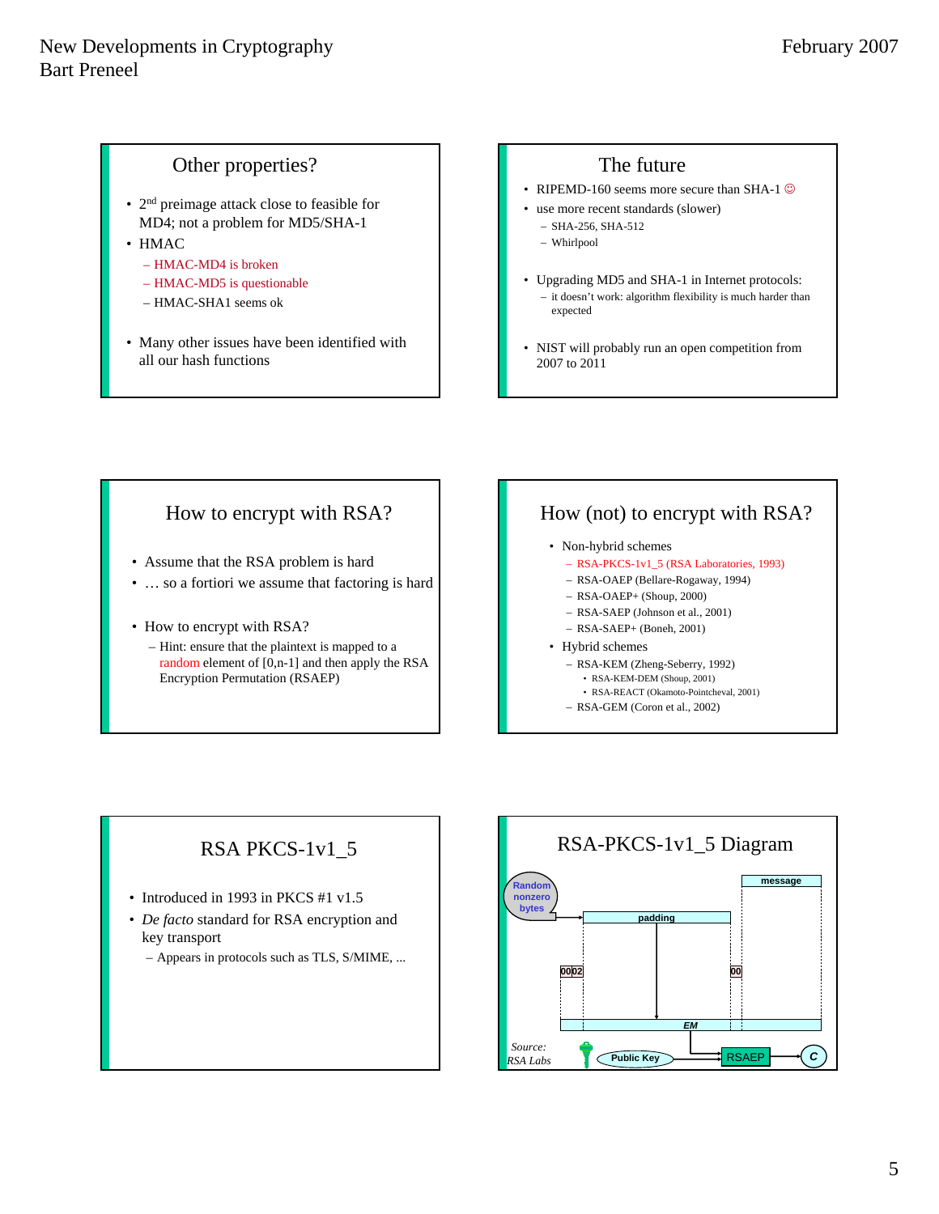## Other properties?

- 2nd preimage attack close to feasible for MD4; not a problem for MD5/SHA-1
- HMAC
  - HMAC-MD4 is broken
  - HMAC-MD5 is questionable
  - HMAC-SHA1 seems ok
- Many other issues have been identified with all our hash functions

## The future

- RIPEMD-160 seems more secure than SHA-1 ☺
- use more recent standards (slower)
  - SHA-256, SHA-512
  - Whirlpool
- Upgrading MD5 and SHA-1 in Internet protocols:
  - it doesn't work: algorithm flexibility is much harder than expected
- NIST will probably run an open competition from 2007 to 2011

## How to encrypt with RSA?

- Assume that the RSA problem is hard
- … so a fortiori we assume that factoring is hard
- How to encrypt with RSA?
  - Hint: ensure that the plaintext is mapped to a random element of [0,n-1] and then apply the RSA Encryption Permutation (RSAEP)

## How (not) to encrypt with RSA?

- Non-hybrid schemes
  - RSA-PKCS-1v1_5 (RSA Laboratories, 1993)
  - RSA-OAEP (Bellare-Rogaway, 1994)
  - RSA-OAEP+ (Shoup, 2000)
  - RSA-SAEP (Johnson et al., 2001)
  - RSA-SAEP+ (Boneh, 2001)
- Hybrid schemes
  - RSA-KEM (Zheng-Seberry, 1992)
    - RSA-KEM-DEM (Shoup, 2001)
    - RSA-REACT (Okamoto-Pointcheval, 2001)
  - RSA-GEM (Coron et al., 2002)

## RSA PKCS-1v1_5

- Introduced in 1993 in PKCS #1 v1.5
- *De facto* standard for RSA encryption and key transport
  - Appears in protocols such as TLS, S/MIME, ...

## RSA-PKCS-1v1_5 Diagram

Random nonzero bytes → padding; message; 00 02 | padding | 00 | message → EM; Public Key → RSAEP → C

Source: RSA Labs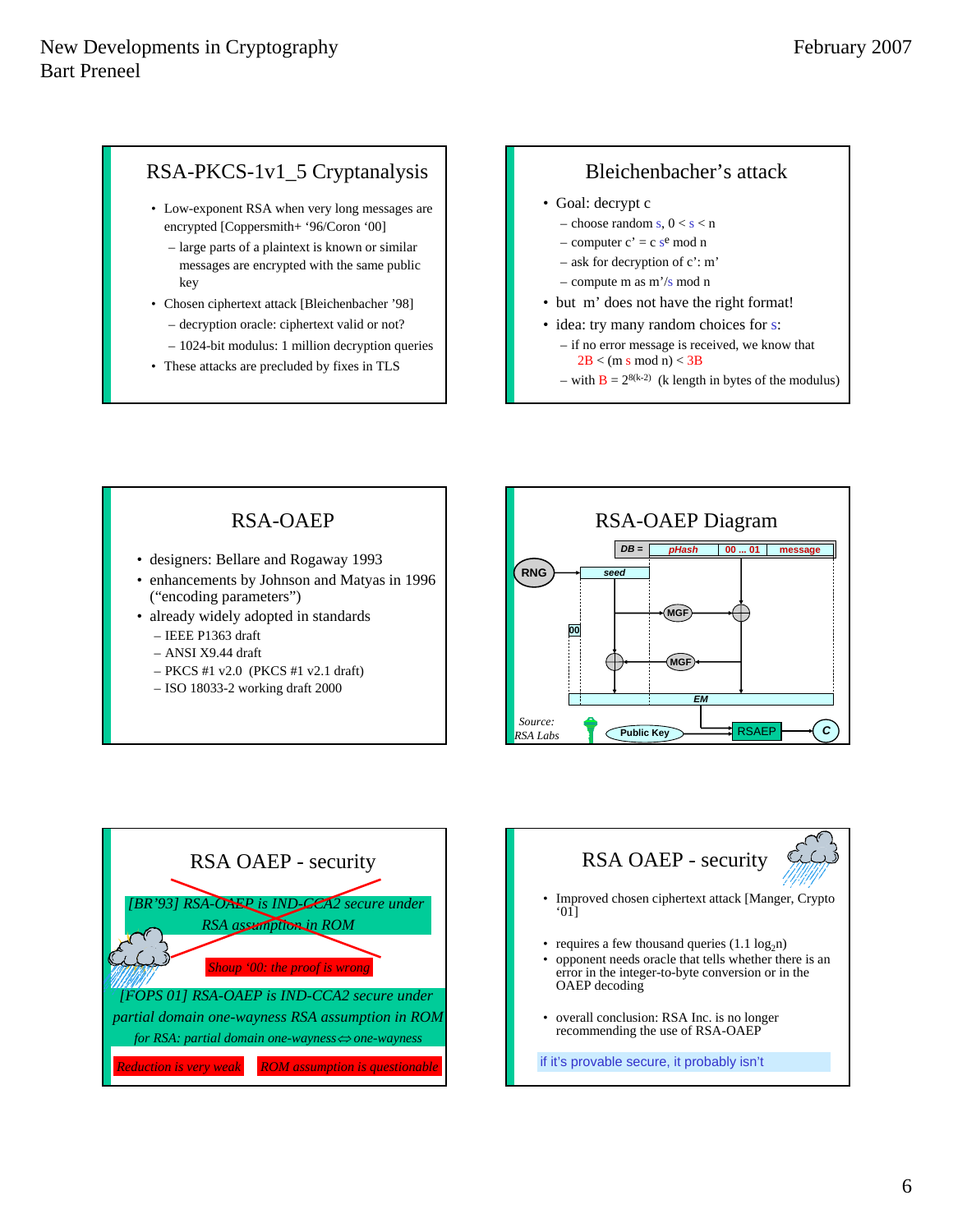## RSA-PKCS-1v1_5 Cryptanalysis

- Low-exponent RSA when very long messages are encrypted [Coppersmith+ '96/Coron '00]
  - large parts of a plaintext is known or similar messages are encrypted with the same public key
- Chosen ciphertext attack [Bleichenbacher '98]
  - decryption oracle: ciphertext valid or not?
  - 1024-bit modulus: 1 million decryption queries
- These attacks are precluded by fixes in TLS

## Bleichenbacher's attack

- Goal: decrypt c
  - choose random s, $0 < s < n$
  - computer $c' = c\ s^e \bmod n$
  - ask for decryption of c': m'
  - compute m as $m'/s \bmod n$
- but m' does not have the right format!
- idea: try many random choices for s:
  - if no error message is received, we know that $2B < (m\ s \bmod n) < 3B$
  - with $B = 2^{8(k-2)}$ (k length in bytes of the modulus)

## RSA-OAEP

- designers: Bellare and Rogaway 1993
- enhancements by Johnson and Matyas in 1996 ("encoding parameters")
- already widely adopted in standards
  - IEEE P1363 draft
  - ANSI X9.44 draft
  - PKCS #1 v2.0 (PKCS #1 v2.1 draft)
  - ISO 18033-2 working draft 2000

## RSA-OAEP Diagram

DB = pHash | 00 ... 01 | message

RNG → seed; 00; MGF; MGF; EM; Public Key → RSAEP → C

*Source: RSA Labs*

## RSA OAEP - security

*~~[BR'93] RSA-OAEP is IND-CCA2 secure under RSA assumption in ROM~~*

*Shoup '00: the proof is wrong*

*[FOPS 01] RSA-OAEP is IND-CCA2 secure under partial domain one-wayness RSA assumption in ROM*

*for RSA: partial domain one-wayness ⇔ one-wayness*

*Reduction is very weak* | *ROM assumption is questionable*

## RSA OAEP - security

- Improved chosen ciphertext attack [Manger, Crypto '01]
- requires a few thousand queries (1.1 $\log_2 n$)
- opponent needs oracle that tells whether there is an error in the integer-to-byte conversion or in the OAEP decoding
- overall conclusion: RSA Inc. is no longer recommending the use of RSA-OAEP

if it's provable secure, it probably isn't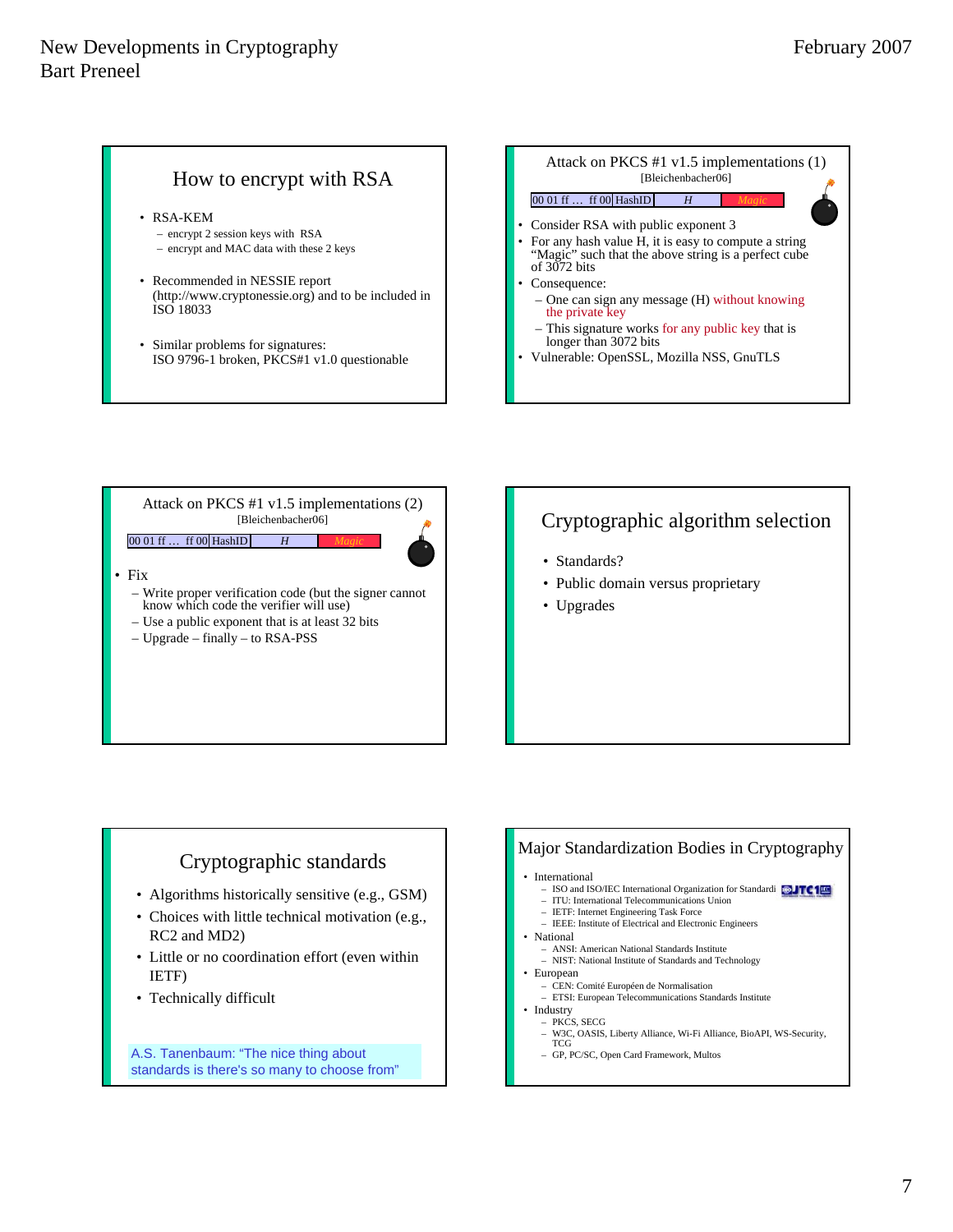## How to encrypt with RSA

- RSA-KEM
  - encrypt 2 session keys with RSA
  - encrypt and MAC data with these 2 keys
- Recommended in NESSIE report (http://www.cryptonessie.org) and to be included in ISO 18033
- Similar problems for signatures: ISO 9796-1 broken, PKCS#1 v1.0 questionable

## Attack on PKCS #1 v1.5 implementations (1)

[Bleichenbacher06]

| 00 01 ff … ff 00 | HashID | H | Magic |
|---|---|---|---|

- Consider RSA with public exponent 3
- For any hash value H, it is easy to compute a string "Magic" such that the above string is a perfect cube of 3072 bits
- Consequence:
  - One can sign any message (H) without knowing the private key
  - This signature works for any public key that is longer than 3072 bits
- Vulnerable: OpenSSL, Mozilla NSS, GnuTLS

## Attack on PKCS #1 v1.5 implementations (2)

[Bleichenbacher06]

| 00 01 ff … ff 00 | HashID | H | Magic |
|---|---|---|---|

- Fix
  - Write proper verification code (but the signer cannot know which code the verifier will use)
  - Use a public exponent that is at least 32 bits
  - Upgrade – finally – to RSA-PSS

## Cryptographic algorithm selection

- Standards?
- Public domain versus proprietary
- Upgrades

## Cryptographic standards

- Algorithms historically sensitive (e.g., GSM)
- Choices with little technical motivation (e.g., RC2 and MD2)
- Little or no coordination effort (even within IETF)
- Technically difficult

A.S. Tanenbaum: "The nice thing about standards is there's so many to choose from"

## Major Standardization Bodies in Cryptography

- International
  - ISO and ISO/IEC International Organization for Standardi
  - ITU: International Telecommunications Union
  - IETF: Internet Engineering Task Force
  - IEEE: Institute of Electrical and Electronic Engineers
- National
  - ANSI: American National Standards Institute
  - NIST: National Institute of Standards and Technology
- European
  - CEN: Comité Européen de Normalisation
  - ETSI: European Telecommunications Standards Institute
- Industry
  - PKCS, SECG
  - W3C, OASIS, Liberty Alliance, Wi-Fi Alliance, BioAPI, WS-Security, TCG
  - GP, PC/SC, Open Card Framework, Multos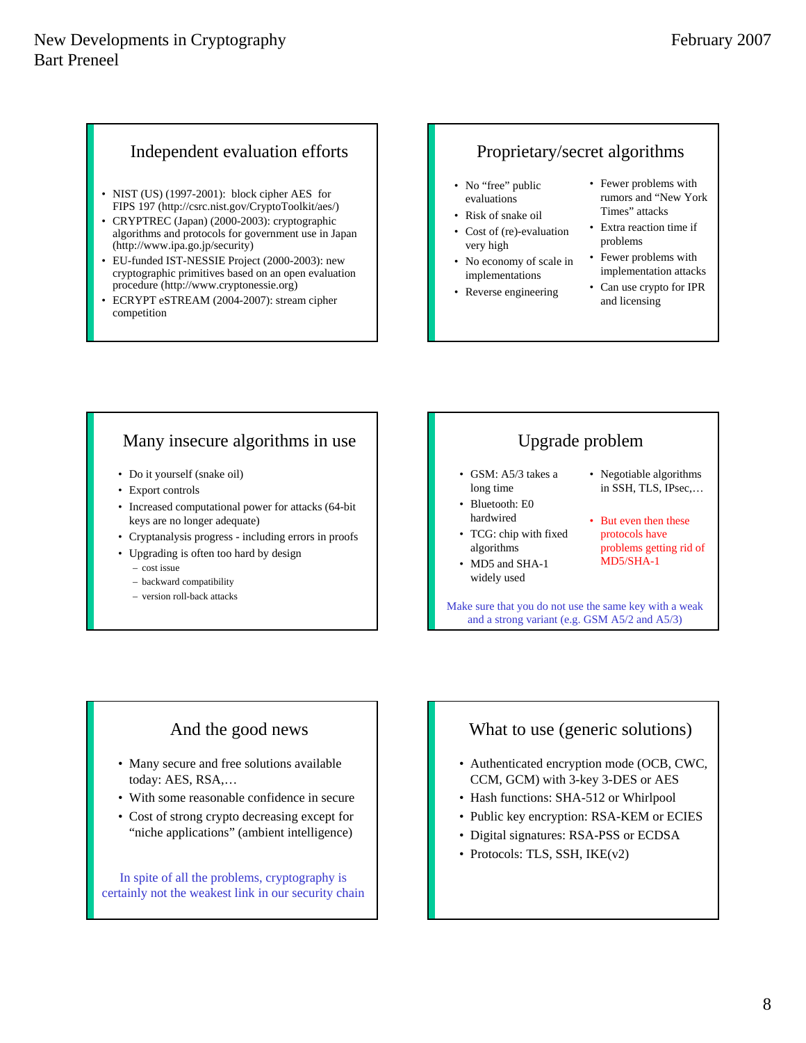## Independent evaluation efforts

- NIST (US) (1997-2001): block cipher AES for FIPS 197 (http://csrc.nist.gov/CryptoToolkit/aes/)
- CRYPTREC (Japan) (2000-2003): cryptographic algorithms and protocols for government use in Japan (http://www.ipa.go.jp/security)
- EU-funded IST-NESSIE Project (2000-2003): new cryptographic primitives based on an open evaluation procedure (http://www.cryptonessie.org)
- ECRYPT eSTREAM (2004-2007): stream cipher competition

## Proprietary/secret algorithms

- No "free" public evaluations
- Risk of snake oil
- Cost of (re)-evaluation very high
- No economy of scale in implementations
- Reverse engineering

- Fewer problems with rumors and "New York Times" attacks
- Extra reaction time if problems
- Fewer problems with implementation attacks
- Can use crypto for IPR and licensing

## Many insecure algorithms in use

- Do it yourself (snake oil)
- Export controls
- Increased computational power for attacks (64-bit keys are no longer adequate)
- Cryptanalysis progress - including errors in proofs
- Upgrading is often too hard by design
  - cost issue
  - backward compatibility
  - version roll-back attacks

## Upgrade problem

- GSM: A5/3 takes a long time
- Bluetooth: E0 hardwired
- TCG: chip with fixed algorithms
- MD5 and SHA-1 widely used

- Negotiable algorithms in SSH, TLS, IPsec,…
- But even then these protocols have problems getting rid of MD5/SHA-1

Make sure that you do not use the same key with a weak and a strong variant (e.g. GSM A5/2 and A5/3)

## And the good news

- Many secure and free solutions available today: AES, RSA,…
- With some reasonable confidence in secure
- Cost of strong crypto decreasing except for "niche applications" (ambient intelligence)

In spite of all the problems, cryptography is certainly not the weakest link in our security chain

## What to use (generic solutions)

- Authenticated encryption mode (OCB, CWC, CCM, GCM) with 3-key 3-DES or AES
- Hash functions: SHA-512 or Whirlpool
- Public key encryption: RSA-KEM or ECIES
- Digital signatures: RSA-PSS or ECDSA
- Protocols: TLS, SSH, IKE(v2)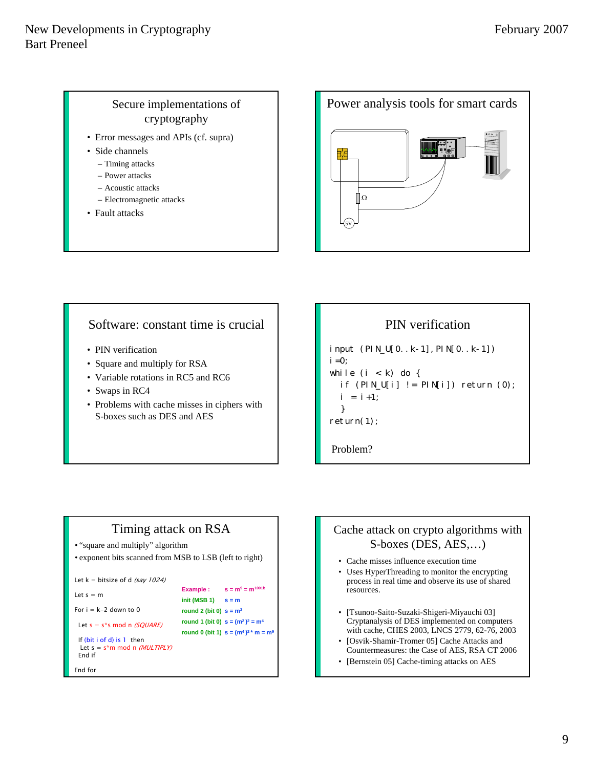## Secure implementations of cryptography

- Error messages and APIs (cf. supra)
- Side channels
  - Timing attacks
  - Power attacks
  - Acoustic attacks
  - Electromagnetic attacks
- Fault attacks

## Power analysis tools for smart cards

Ω

5V

## Software: constant time is crucial

- PIN verification
- Square and multiply for RSA
- Variable rotations in RC5 and RC6
- Swaps in RC4
- Problems with cache misses in ciphers with S-boxes such as DES and AES

## PIN verification

```
input (PIN_U[0..k-1],PIN[0..k-1])
i=0;
while (i < k) do {
  if (PIN_U[i] != PIN[i]) return (0);
  i = i+1;
  }
return(1);
```

Problem?

## Timing attack on RSA

- "square and multiply" algorithm
- exponent bits scanned from MSB to LSB (left to right)

```
Let k = bitsize of d (say 1024)
Let s = m
For i = k-2 down to 0
 Let s = s*s mod n (SQUARE)
 If (bit i of d) is 1 then
  Let s = s*m mod n (MULTIPLY)
 End if
End for
```

Example : $s = m^9 = m^{1001b}$

init (MSB 1) $s = m$

round 2 (bit 0) $s = m^2$

round 1 (bit 0) $s = (m^2)^2 = m^4$

round 0 (bit 1) $s = (m^4)^2 * m = m^9$

## Cache attack on crypto algorithms with S-boxes (DES, AES,…)

- Cache misses influence execution time
- Uses HyperThreading to monitor the encrypting process in real time and observe its use of shared resources.

- [Tsunoo-Saito-Suzaki-Shigeri-Miyauchi 03] Cryptanalysis of DES implemented on computers with cache, CHES 2003, LNCS 2779, 62-76, 2003
- [Osvik-Shamir-Tromer 05] Cache Attacks and Countermeasures: the Case of AES, RSA CT 2006
- [Bernstein 05] Cache-timing attacks on AES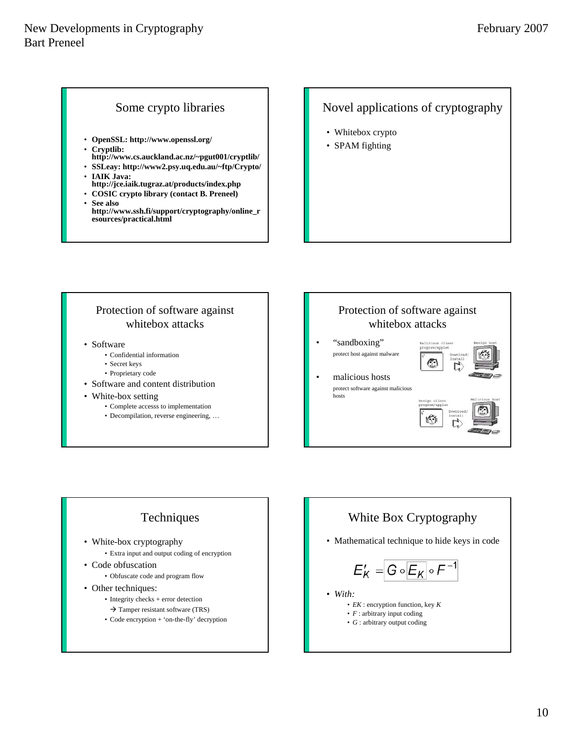## Some crypto libraries

- **OpenSSL: http://www.openssl.org/**
- **Cryptlib: http://www.cs.auckland.ac.nz/~pgut001/cryptlib/**
- **SSLeay: http://www2.psy.uq.edu.au/~ftp/Crypto/**
- **IAIK Java: http://jce.iaik.tugraz.at/products/index.php**
- **COSIC crypto library (contact B. Preneel)**
- **See also http://www.ssh.fi/support/cryptography/online_resources/practical.html**

## Novel applications of cryptography

- Whitebox crypto
- SPAM fighting

## Protection of software against whitebox attacks

- Software
  - Confidential information
  - Secret keys
  - Proprietary code
- Software and content distribution
- White-box setting
  - Complete accesss to implementation
  - Decompilation, reverse engineering, …

## Protection of software against whitebox attacks

- "sandboxing"
  protect host against malware
- malicious hosts
  protect software against malicious hosts

Malicious client program/applet — Download/Install — Benign host

Benign client program/applet — Download/Install — Malicious host

## Techniques

- White-box cryptography
  - Extra input and output coding of encryption
- Code obfuscation
  - Obfuscate code and program flow
- Other techniques:
  - Integrity checks + error detection
    → Tamper resistant software (TRS)
  - Code encryption + 'on-the-fly' decryption

## White Box Cryptography

- Mathematical technique to hide keys in code

$$E'_K = G \circ E_K \circ F^{-1}$$

- *With:*
  - $E_K$ : encryption function, key $K$
  - $F$ : arbitrary input coding
  - $G$ : arbitrary output coding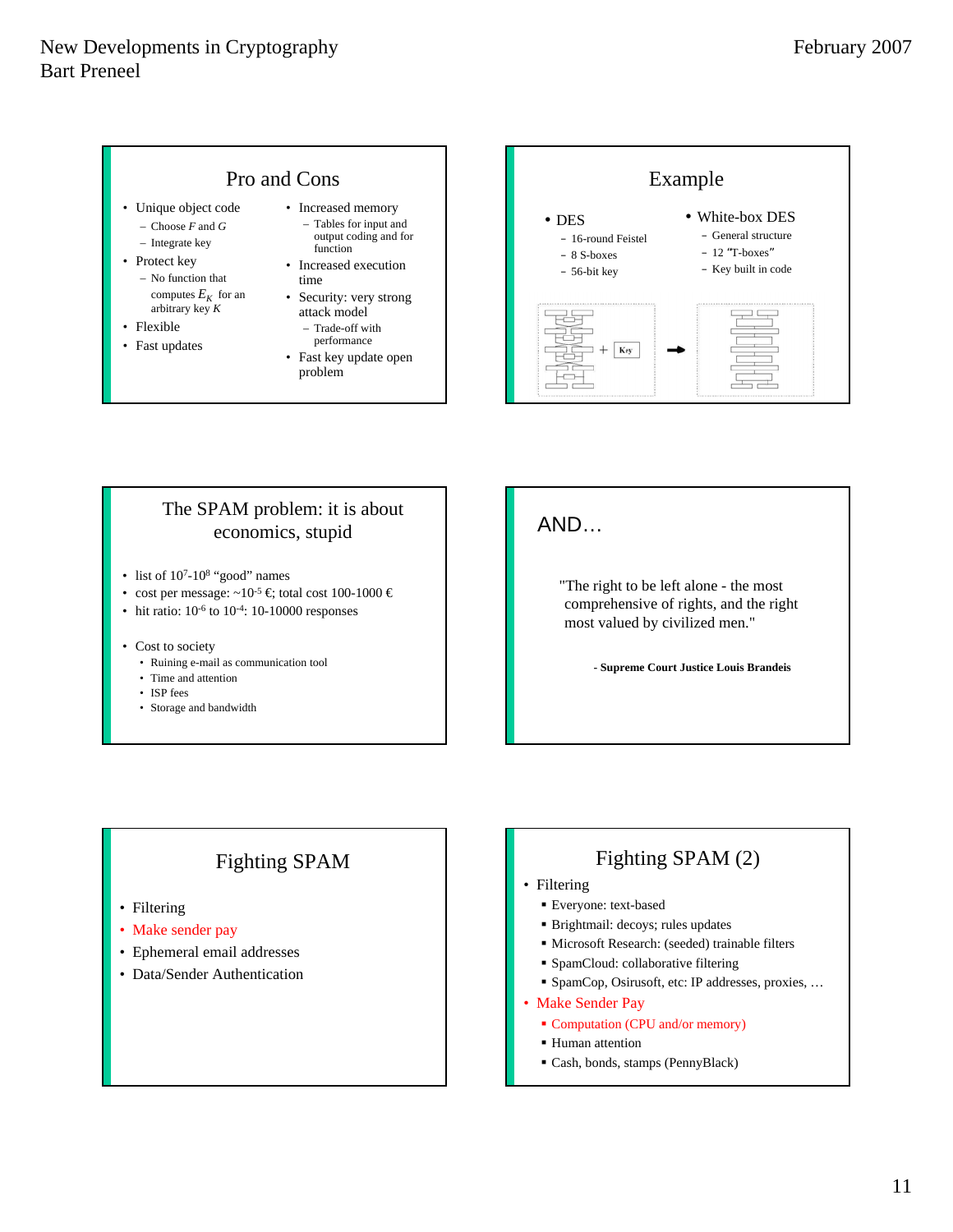## Pro and Cons

- Unique object code
  - Choose $F$ and $G$
  - Integrate key
- Protect key
  - No function that computes $E_K$ for an arbitrary key $K$
- Flexible
- Fast updates

- Increased memory
  - Tables for input and output coding and for function
- Increased execution time
- Security: very strong attack model
  - Trade-off with performance
- Fast key update open problem

## Example

- DES
  - 16-round Feistel
  - 8 S-boxes
  - 56-bit key
- White-box DES
  - General structure
  - 12 "T-boxes"
  - Key built in code

## The SPAM problem: it is about economics, stupid

- list of $10^7$-$10^8$ "good" names
- cost per message: ~$10^{-5}$ €; total cost 100-1000 €
- hit ratio: $10^{-6}$ to $10^{-4}$: 10-10000 responses

- Cost to society
  - Ruining e-mail as communication tool
  - Time and attention
  - ISP fees
  - Storage and bandwidth

## AND…

"The right to be left alone - the most comprehensive of rights, and the right most valued by civilized men."

**- Supreme Court Justice Louis Brandeis**

## Fighting SPAM

- Filtering
- Make sender pay
- Ephemeral email addresses
- Data/Sender Authentication

## Fighting SPAM (2)

- Filtering
  - Everyone: text-based
  - Brightmail: decoys; rules updates
  - Microsoft Research: (seeded) trainable filters
  - SpamCloud: collaborative filtering
  - SpamCop, Osirusoft, etc: IP addresses, proxies, …
- Make Sender Pay
  - Computation (CPU and/or memory)
  - Human attention
  - Cash, bonds, stamps (PennyBlack)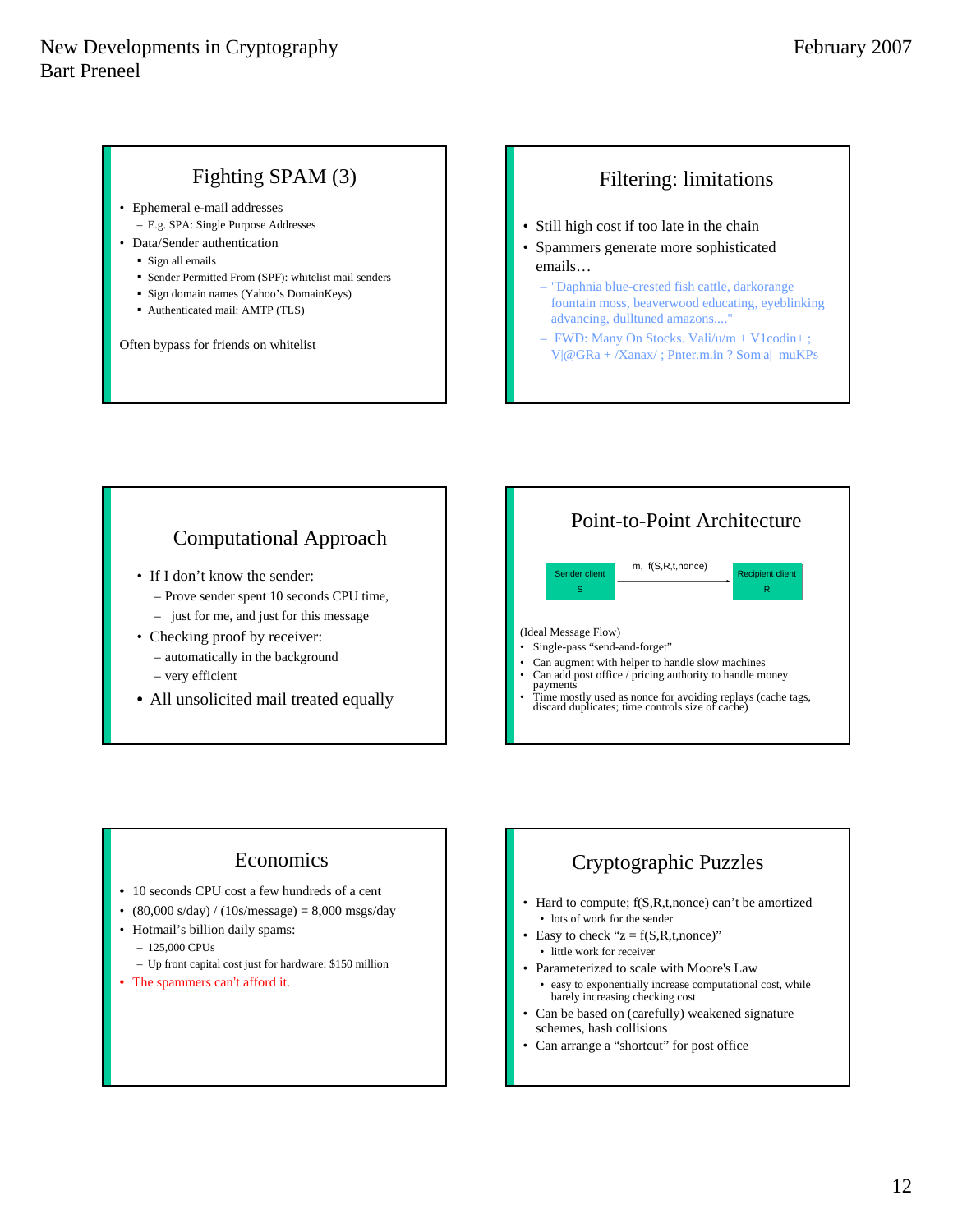## Fighting SPAM (3)

- Ephemeral e-mail addresses
  - E.g. SPA: Single Purpose Addresses
- Data/Sender authentication
  - Sign all emails
  - Sender Permitted From (SPF): whitelist mail senders
  - Sign domain names (Yahoo's DomainKeys)
  - Authenticated mail: AMTP (TLS)

Often bypass for friends on whitelist

## Filtering: limitations

- Still high cost if too late in the chain
- Spammers generate more sophisticated emails…
  - "Daphnia blue-crested fish cattle, darkorange fountain moss, beaverwood educating, eyeblinking advancing, dulltuned amazons...."
  - FWD: Many On Stocks. Vali/u/m + V1codin+ ; V|@GRa + /Xanax/ ; Pnter.m.in ? Som|a| muKPs

## Computational Approach

- If I don't know the sender:
  - Prove sender spent 10 seconds CPU time,
  - just for me, and just for this message
- Checking proof by receiver:
  - automatically in the background
  - very efficient
- All unsolicited mail treated equally

## Point-to-Point Architecture

Sender client S → m, f(S,R,t,nonce) → Recipient client R

(Ideal Message Flow)

- Single-pass "send-and-forget"
- Can augment with helper to handle slow machines
- Can add post office / pricing authority to handle money payments
- Time mostly used as nonce for avoiding replays (cache tags, discard duplicates; time controls size of cache)

## Economics

- 10 seconds CPU cost a few hundreds of a cent
- (80,000 s/day) / (10s/message) = 8,000 msgs/day
- Hotmail's billion daily spams:
  - 125,000 CPUs
  - Up front capital cost just for hardware: $150 million
- The spammers can't afford it.

## Cryptographic Puzzles

- Hard to compute; f(S,R,t,nonce) can't be amortized
  - lots of work for the sender
- Easy to check "z = f(S,R,t,nonce)"
  - little work for receiver
- Parameterized to scale with Moore's Law
  - easy to exponentially increase computational cost, while barely increasing checking cost
- Can be based on (carefully) weakened signature schemes, hash collisions
- Can arrange a "shortcut" for post office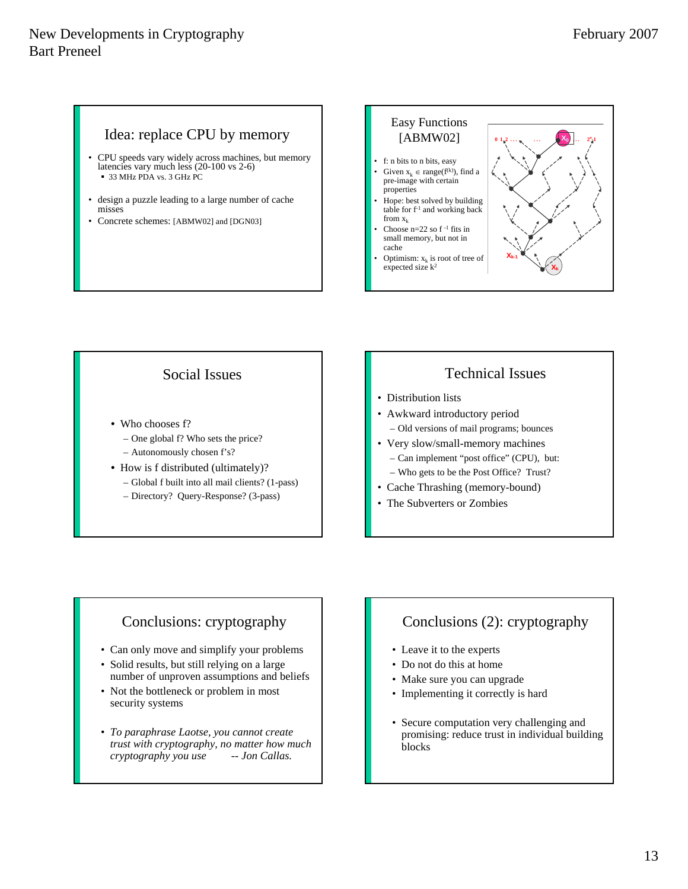## Idea: replace CPU by memory

- CPU speeds vary widely across machines, but memory latencies vary much less (20-100 vs 2-6)
  - 33 MHz PDA vs. 3 GHz PC
- design a puzzle leading to a large number of cache misses
- Concrete schemes: [ABMW02] and [DGN03]

## Easy Functions [ABMW02]

- f: n bits to n bits, easy
- Given $x_k \in \text{range}(f^{(k)})$, find a pre-image with certain properties
- Hope: best solved by building table for $f^{-1}$ and working back from $x_k$
- Choose n=22 so $f^{-1}$ fits in small memory, but not in cache
- Optimism: $x_k$ is root of tree of expected size $k^2$

## Social Issues

- Who chooses f?
  - One global f? Who sets the price?
  - Autonomously chosen f's?
- How is f distributed (ultimately)?
  - Global f built into all mail clients? (1-pass)
  - Directory? Query-Response? (3-pass)

## Technical Issues

- Distribution lists
- Awkward introductory period
  - Old versions of mail programs; bounces
- Very slow/small-memory machines
  - Can implement "post office" (CPU), but:
  - Who gets to be the Post Office? Trust?
- Cache Thrashing (memory-bound)
- The Subverters or Zombies

## Conclusions: cryptography

- Can only move and simplify your problems
- Solid results, but still relying on a large number of unproven assumptions and beliefs
- Not the bottleneck or problem in most security systems
- *To paraphrase Laotse, you cannot create trust with cryptography, no matter how much cryptography you use -- Jon Callas.*

## Conclusions (2): cryptography

- Leave it to the experts
- Do not do this at home
- Make sure you can upgrade
- Implementing it correctly is hard
- Secure computation very challenging and promising: reduce trust in individual building blocks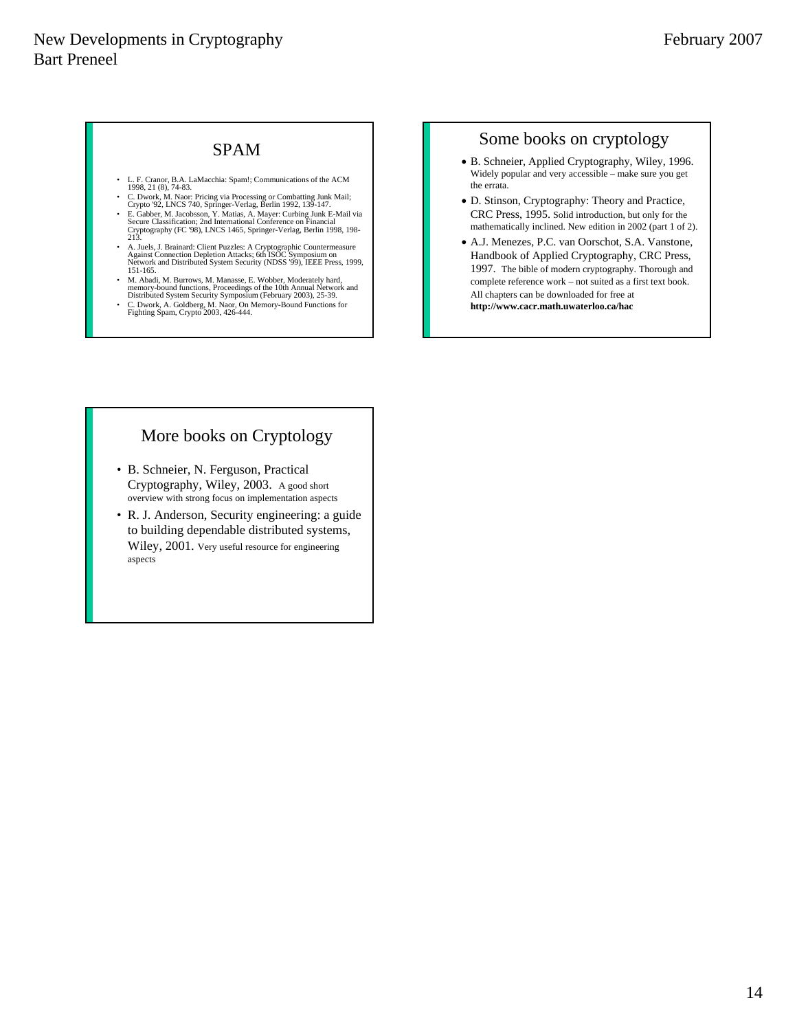## SPAM

- L. F. Cranor, B.A. LaMacchia: Spam!; Communications of the ACM 1998, 21 (8), 74-83.
- C. Dwork, M. Naor: Pricing via Processing or Combatting Junk Mail; Crypto '92, LNCS 740, Springer-Verlag, Berlin 1992, 139-147.
- E. Gabber, M. Jacobsson, Y. Matias, A. Mayer: Curbing Junk E-Mail via Secure Classification; 2nd International Conference on Financial Cryptography (FC '98), LNCS 1465, Springer-Verlag, Berlin 1998, 198-213.
- A. Juels, J. Brainard: Client Puzzles: A Cryptographic Countermeasure Against Connection Depletion Attacks; 6th ISOC Symposium on Network and Distributed System Security (NDSS '99), IEEE Press, 1999, 151-165.
- M. Abadi, M. Burrows, M. Manasse, E. Wobber, Moderately hard, memory-bound functions, Proceedings of the 10th Annual Network and Distributed System Security Symposium (February 2003), 25-39.
- C. Dwork, A. Goldberg, M. Naor, On Memory-Bound Functions for Fighting Spam, Crypto 2003, 426-444.

## Some books on cryptology

- B. Schneier, Applied Cryptography, Wiley, 1996. Widely popular and very accessible – make sure you get the errata.
- D. Stinson, Cryptography: Theory and Practice, CRC Press, 1995. Solid introduction, but only for the mathematically inclined. New edition in 2002 (part 1 of 2).
- A.J. Menezes, P.C. van Oorschot, S.A. Vanstone, Handbook of Applied Cryptography, CRC Press, 1997. The bible of modern cryptography. Thorough and complete reference work – not suited as a first text book. All chapters can be downloaded for free at **http://www.cacr.math.uwaterloo.ca/hac**

## More books on Cryptology

- B. Schneier, N. Ferguson, Practical Cryptography, Wiley, 2003. A good short overview with strong focus on implementation aspects
- R. J. Anderson, Security engineering: a guide to building dependable distributed systems, Wiley, 2001. Very useful resource for engineering aspects